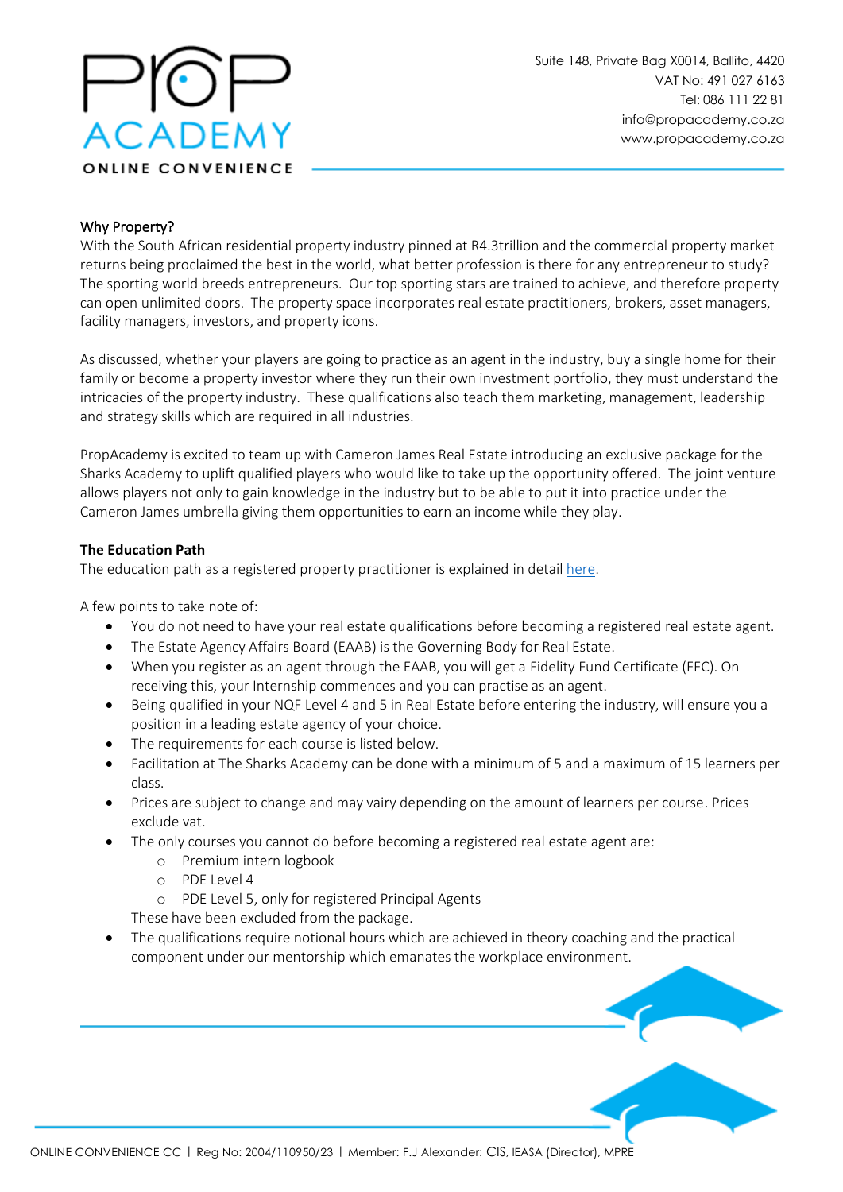Suite 148, Private Bag X0014, Ballito, 4420
VAT No: 491 027 6163
Tel: 086 111 22 81
info@propacademy.co.za
www.propacademy.co.za

## Why Property?

With the South African residential property industry pinned at R4.3trillion and the commercial property market returns being proclaimed the best in the world, what better profession is there for any entrepreneur to study? The sporting world breeds entrepreneurs. Our top sporting stars are trained to achieve, and therefore property can open unlimited doors. The property space incorporates real estate practitioners, brokers, asset managers, facility managers, investors, and property icons.

As discussed, whether your players are going to practice as an agent in the industry, buy a single home for their family or become a property investor where they run their own investment portfolio, they must understand the intricacies of the property industry. These qualifications also teach them marketing, management, leadership and strategy skills which are required in all industries.

PropAcademy is excited to team up with Cameron James Real Estate introducing an exclusive package for the Sharks Academy to uplift qualified players who would like to take up the opportunity offered. The joint venture allows players not only to gain knowledge in the industry but to be able to put it into practice under the Cameron James umbrella giving them opportunities to earn an income while they play.

### The Education Path

The education path as a registered property practitioner is explained in detail here.

A few points to take note of:

- You do not need to have your real estate qualifications before becoming a registered real estate agent.
- The Estate Agency Affairs Board (EAAB) is the Governing Body for Real Estate.
- When you register as an agent through the EAAB, you will get a Fidelity Fund Certificate (FFC). On receiving this, your Internship commences and you can practise as an agent.
- Being qualified in your NQF Level 4 and 5 in Real Estate before entering the industry, will ensure you a position in a leading estate agency of your choice.
- The requirements for each course is listed below.
- Facilitation at The Sharks Academy can be done with a minimum of 5 and a maximum of 15 learners per class.
- Prices are subject to change and may vairy depending on the amount of learners per course. Prices exclude vat.
- The only courses you cannot do before becoming a registered real estate agent are:
  - Premium intern logbook
  - PDE Level 4
  - PDE Level 5, only for registered Principal Agents

  These have been excluded from the package.
- The qualifications require notional hours which are achieved in theory coaching and the practical component under our mentorship which emanates the workplace environment.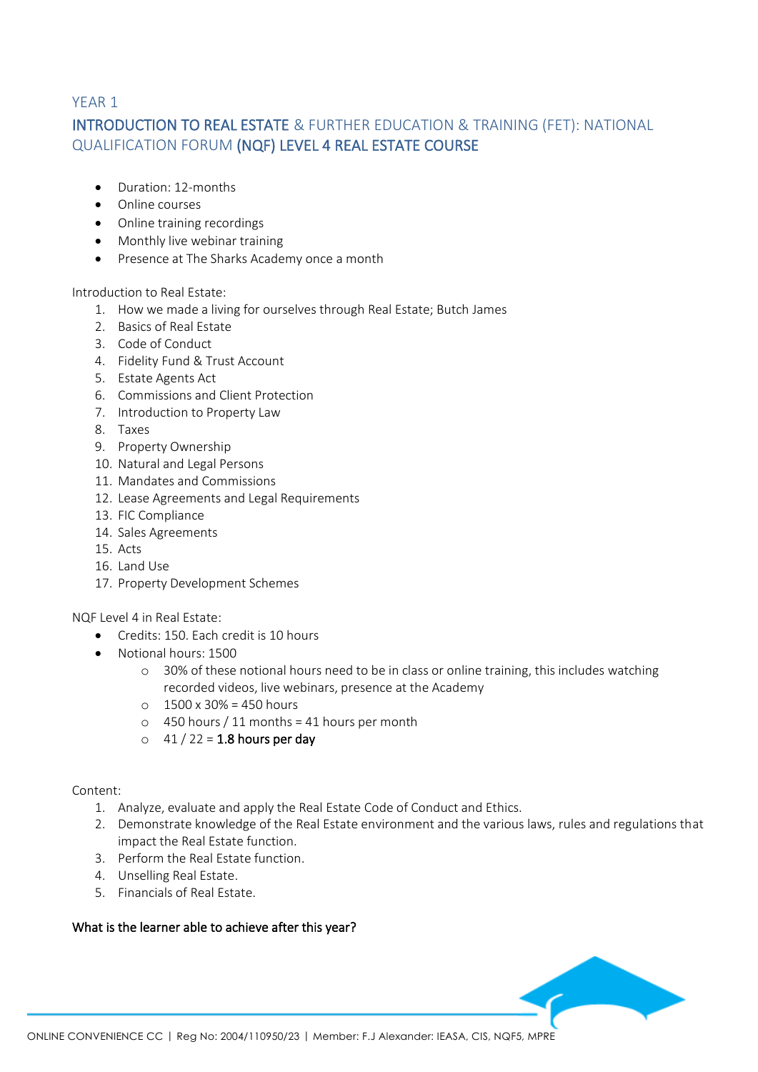## YEAR 1

## INTRODUCTION TO REAL ESTATE & FURTHER EDUCATION & TRAINING (FET): NATIONAL QUALIFICATION FORUM (NQF) LEVEL 4 REAL ESTATE COURSE

- Duration: 12-months
- Online courses
- Online training recordings
- Monthly live webinar training
- Presence at The Sharks Academy once a month

Introduction to Real Estate:

1. How we made a living for ourselves through Real Estate; Butch James
2. Basics of Real Estate
3. Code of Conduct
4. Fidelity Fund & Trust Account
5. Estate Agents Act
6. Commissions and Client Protection
7. Introduction to Property Law
8. Taxes
9. Property Ownership
10. Natural and Legal Persons
11. Mandates and Commissions
12. Lease Agreements and Legal Requirements
13. FIC Compliance
14. Sales Agreements
15. Acts
16. Land Use
17. Property Development Schemes

NQF Level 4 in Real Estate:

- Credits: 150. Each credit is 10 hours
- Notional hours: 1500
  - 30% of these notional hours need to be in class or online training, this includes watching recorded videos, live webinars, presence at the Academy
  - 1500 x 30% = 450 hours
  - 450 hours / 11 months = 41 hours per month
  - 41 / 22 = **1.8 hours per day**

Content:

1. Analyze, evaluate and apply the Real Estate Code of Conduct and Ethics.
2. Demonstrate knowledge of the Real Estate environment and the various laws, rules and regulations that impact the Real Estate function.
3. Perform the Real Estate function.
4. Unselling Real Estate.
5. Financials of Real Estate.

**What is the learner able to achieve after this year?**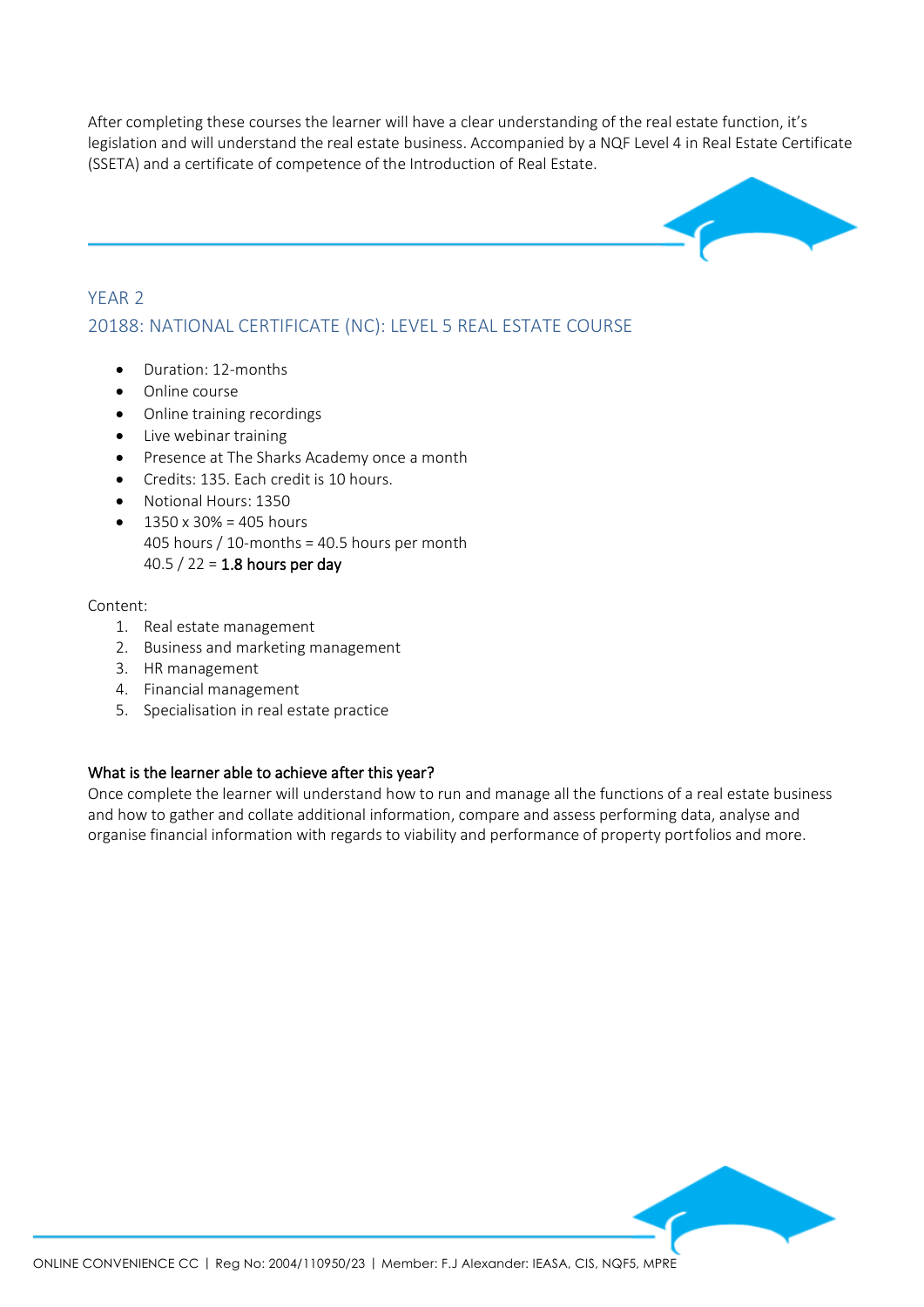After completing these courses the learner will have a clear understanding of the real estate function, it's legislation and will understand the real estate business. Accompanied by a NQF Level 4 in Real Estate Certificate (SSETA) and a certificate of competence of the Introduction of Real Estate.

## YEAR 2

## 20188: NATIONAL CERTIFICATE (NC): LEVEL 5 REAL ESTATE COURSE

- Duration: 12-months
- Online course
- Online training recordings
- Live webinar training
- Presence at The Sharks Academy once a month
- Credits: 135. Each credit is 10 hours.
- Notional Hours: 1350
- 1350 x 30% = 405 hours
  405 hours / 10-months = 40.5 hours per month
  40.5 / 22 = **1.8 hours per day**

Content:

1. Real estate management
2. Business and marketing management
3. HR management
4. Financial management
5. Specialisation in real estate practice

**What is the learner able to achieve after this year?**

Once complete the learner will understand how to run and manage all the functions of a real estate business and how to gather and collate additional information, compare and assess performing data, analyse and organise financial information with regards to viability and performance of property portfolios and more.